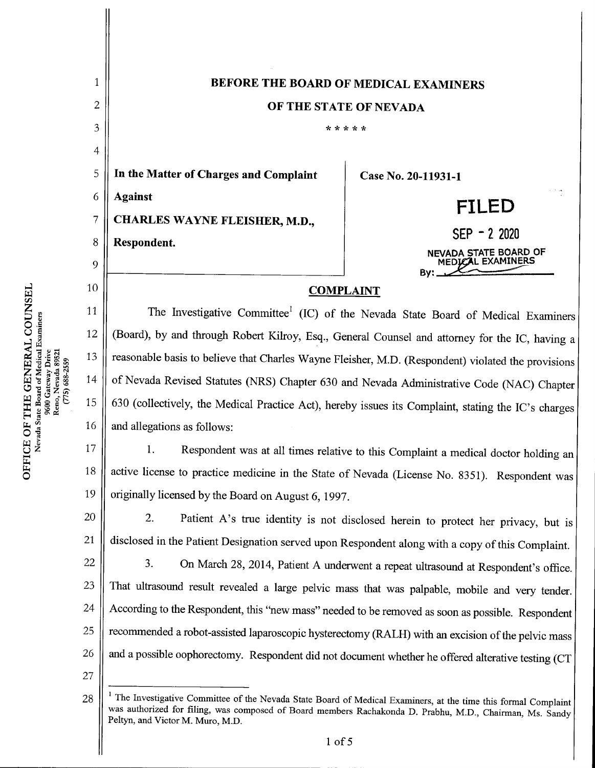**BEFORE THE BOARD OF MEDICAL EXAMINERS**

**OF THE STATE OF NEVADA**

\* \* \* \* \*

| | |
|---|---|
| **In the Matter of Charges and Complaint Against** | **Case No. 20-11931-1** |
| **CHARLES WAYNE FLEISHER, M.D.,** | **FILED** |
| **Respondent.** | SEP - 2 2020 |
| | NEVADA STATE BOARD OF MEDICAL EXAMINERS |
| | By: ________ |

## COMPLAINT

The Investigative Committee[1] (IC) of the Nevada State Board of Medical Examiners (Board), by and through Robert Kilroy, Esq., General Counsel and attorney for the IC, having a reasonable basis to believe that Charles Wayne Fleisher, M.D. (Respondent) violated the provisions of Nevada Revised Statutes (NRS) Chapter 630 and Nevada Administrative Code (NAC) Chapter 630 (collectively, the Medical Practice Act), hereby issues its Complaint, stating the IC's charges and allegations as follows:

1. Respondent was at all times relative to this Complaint a medical doctor holding an active license to practice medicine in the State of Nevada (License No. 8351). Respondent was originally licensed by the Board on August 6, 1997.

2. Patient A's true identity is not disclosed herein to protect her privacy, but is disclosed in the Patient Designation served upon Respondent along with a copy of this Complaint.

3. On March 28, 2014, Patient A underwent a repeat ultrasound at Respondent's office. That ultrasound result revealed a large pelvic mass that was palpable, mobile and very tender. According to the Respondent, this "new mass" needed to be removed as soon as possible. Respondent recommended a robot-assisted laparoscopic hysterectomy (RALH) with an excision of the pelvic mass and a possible oophorectomy. Respondent did not document whether he offered alterative testing (CT

---

[1] The Investigative Committee of the Nevada State Board of Medical Examiners, at the time this formal Complaint was authorized for filing, was composed of Board members Rachakonda D. Prabhu, M.D., Chairman, Ms. Sandy Peltyn, and Victor M. Muro, M.D.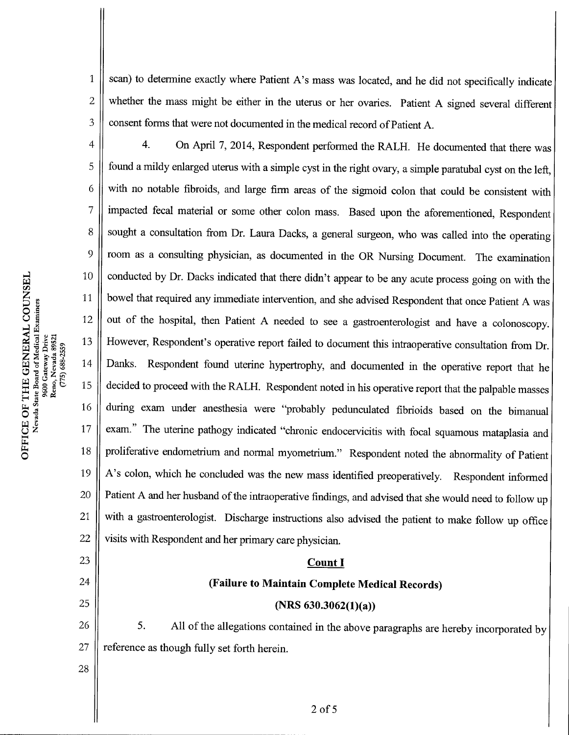scan) to determine exactly where Patient A's mass was located, and he did not specifically indicate whether the mass might be either in the uterus or her ovaries. Patient A signed several different consent forms that were not documented in the medical record of Patient A.

4. On April 7, 2014, Respondent performed the RALH. He documented that there was found a mildy enlarged uterus with a simple cyst in the right ovary, a simple paratubal cyst on the left, with no notable fibroids, and large firm areas of the sigmoid colon that could be consistent with impacted fecal material or some other colon mass. Based upon the aforementioned, Respondent sought a consultation from Dr. Laura Dacks, a general surgeon, who was called into the operating room as a consulting physician, as documented in the OR Nursing Document. The examination conducted by Dr. Dacks indicated that there didn't appear to be any acute process going on with the bowel that required any immediate intervention, and she advised Respondent that once Patient A was out of the hospital, then Patient A needed to see a gastroenterologist and have a colonoscopy. However, Respondent's operative report failed to document this intraoperative consultation from Dr. Danks. Respondent found uterine hypertrophy, and documented in the operative report that he decided to proceed with the RALH. Respondent noted in his operative report that the palpable masses during exam under anesthesia were "probably pedunculated fibrioids based on the bimanual exam." The uterine pathogy indicated "chronic endocervicitis with focal squamous mataplasia and proliferative endometrium and normal myometrium." Respondent noted the abnormality of Patient A's colon, which he concluded was the new mass identified preoperatively. Respondent informed Patient A and her husband of the intraoperative findings, and advised that she would need to follow up with a gastroenterologist. Discharge instructions also advised the patient to make follow up office visits with Respondent and her primary care physician.

**Count I**

**(Failure to Maintain Complete Medical Records)**

**(NRS 630.3062(1)(a))**

5. All of the allegations contained in the above paragraphs are hereby incorporated by reference as though fully set forth herein.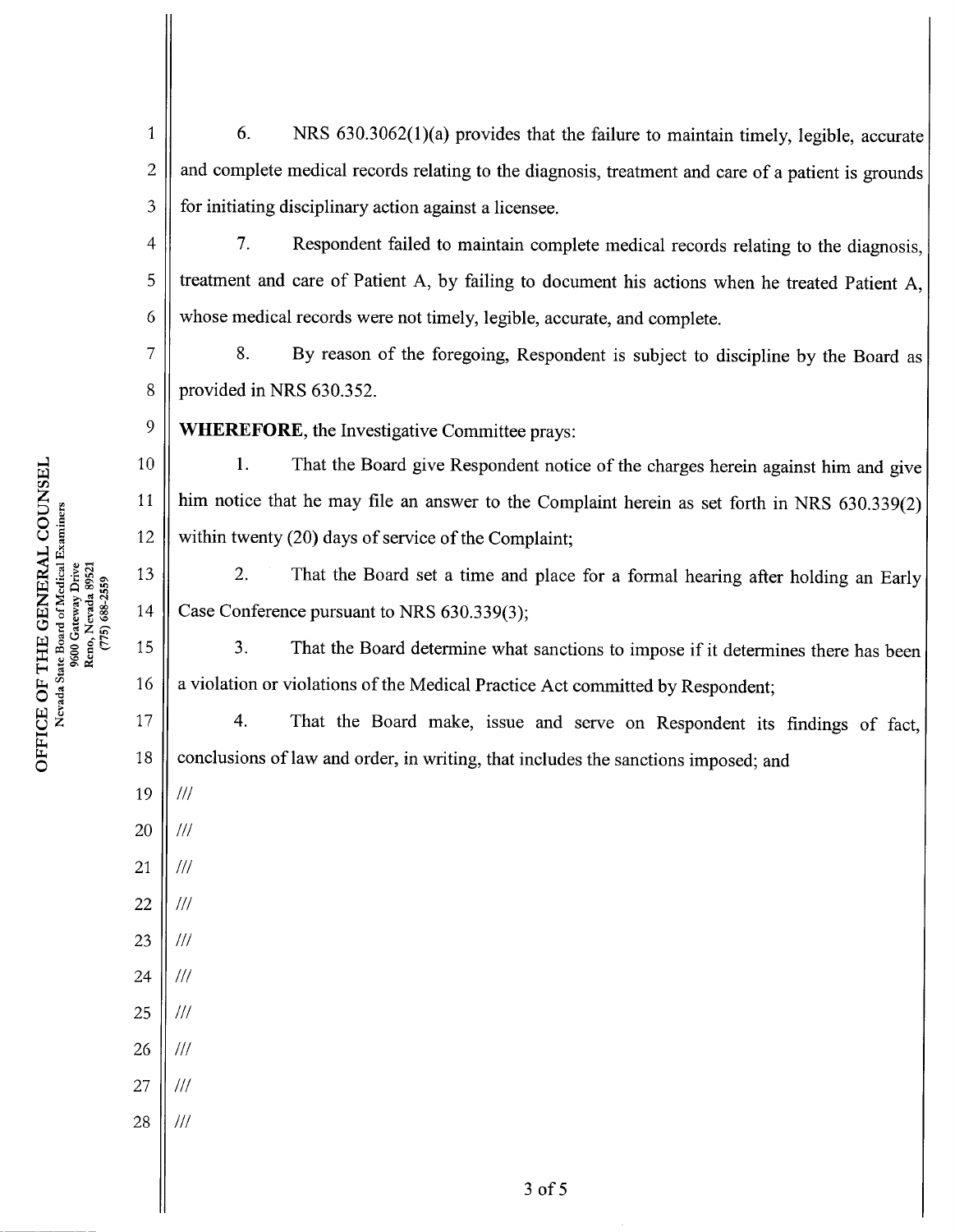6. NRS 630.3062(1)(a) provides that the failure to maintain timely, legible, accurate and complete medical records relating to the diagnosis, treatment and care of a patient is grounds for initiating disciplinary action against a licensee.

7. Respondent failed to maintain complete medical records relating to the diagnosis, treatment and care of Patient A, by failing to document his actions when he treated Patient A, whose medical records were not timely, legible, accurate, and complete.

8. By reason of the foregoing, Respondent is subject to discipline by the Board as provided in NRS 630.352.

**WHEREFORE**, the Investigative Committee prays:

1. That the Board give Respondent notice of the charges herein against him and give him notice that he may file an answer to the Complaint herein as set forth in NRS 630.339(2) within twenty (20) days of service of the Complaint;

2. That the Board set a time and place for a formal hearing after holding an Early Case Conference pursuant to NRS 630.339(3);

3. That the Board determine what sanctions to impose if it determines there has been a violation or violations of the Medical Practice Act committed by Respondent;

4. That the Board make, issue and serve on Respondent its findings of fact, conclusions of law and order, in writing, that includes the sanctions imposed; and

///

///

///

///

///

///

///

///

///

///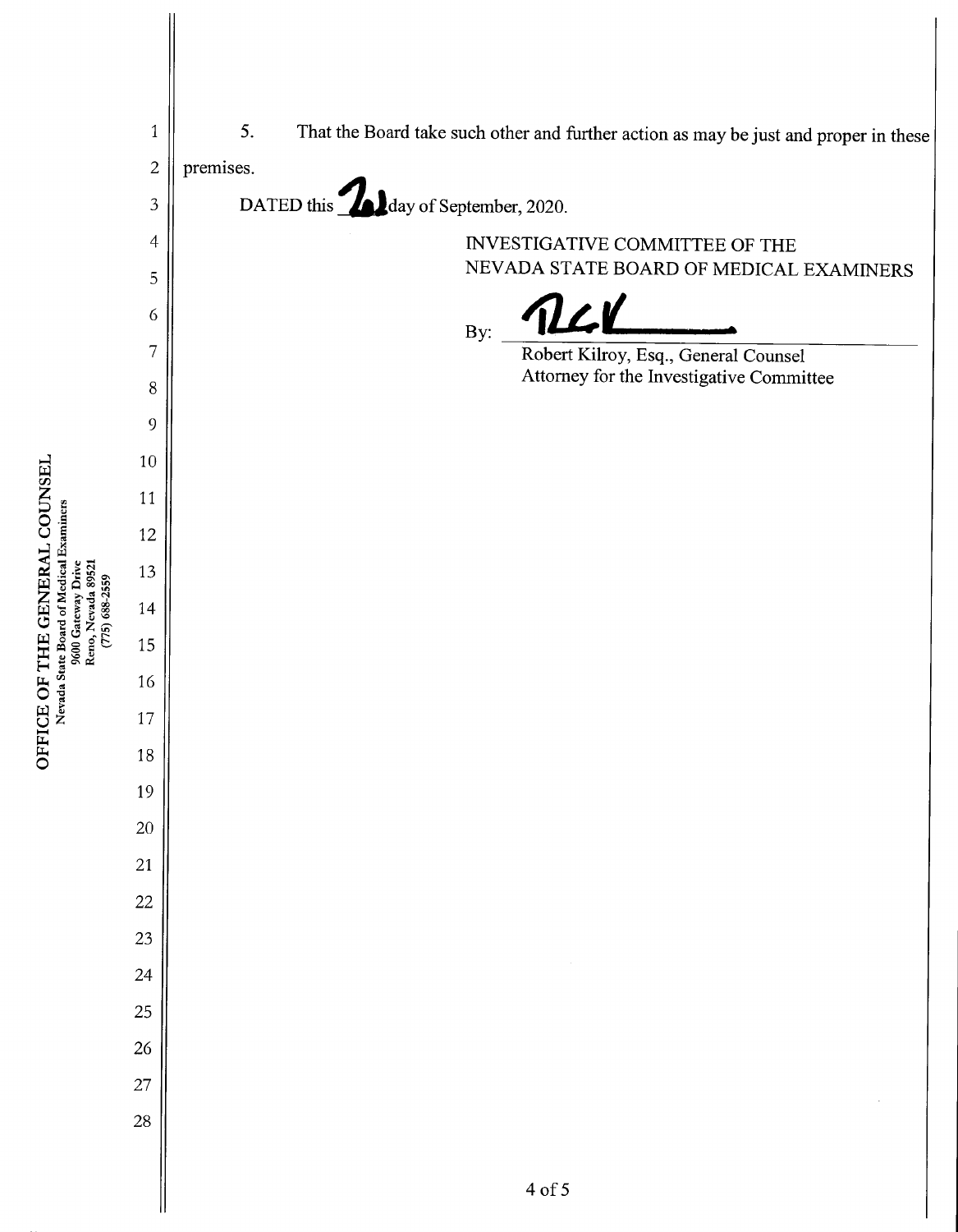5. That the Board take such other and further action as may be just and proper in these premises.

DATED this 21 day of September, 2020.

INVESTIGATIVE COMMITTEE OF THE
NEVADA STATE BOARD OF MEDICAL EXAMINERS

By: ______________________
Robert Kilroy, Esq., General Counsel
Attorney for the Investigative Committee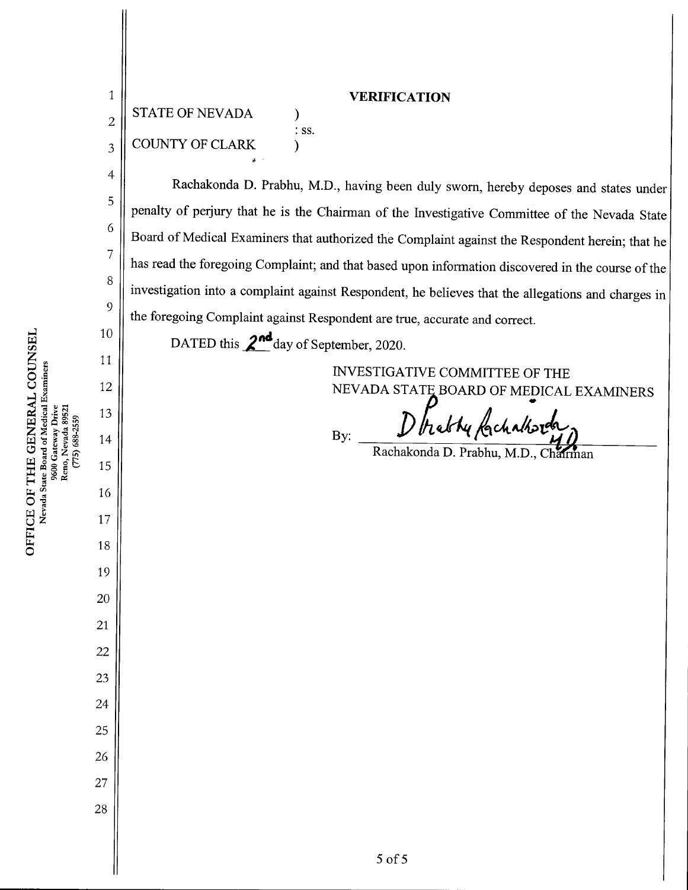# VERIFICATION

STATE OF NEVADA )
: ss.
COUNTY OF CLARK )

Rachakonda D. Prabhu, M.D., having been duly sworn, hereby deposes and states under penalty of perjury that he is the Chairman of the Investigative Committee of the Nevada State Board of Medical Examiners that authorized the Complaint against the Respondent herein; that he has read the foregoing Complaint; and that based upon information discovered in the course of the investigation into a complaint against Respondent, he believes that the allegations and charges in the foregoing Complaint against Respondent are true, accurate and correct.

DATED this 2nd day of September, 2020.

INVESTIGATIVE COMMITTEE OF THE
NEVADA STATE BOARD OF MEDICAL EXAMINERS

By: [signature]
Rachakonda D. Prabhu, M.D., Chairman

OFFICE OF THE GENERAL COUNSEL
Nevada State Board of Medical Examiners
9600 Gateway Drive
Reno, Nevada 89521
(775) 688-2559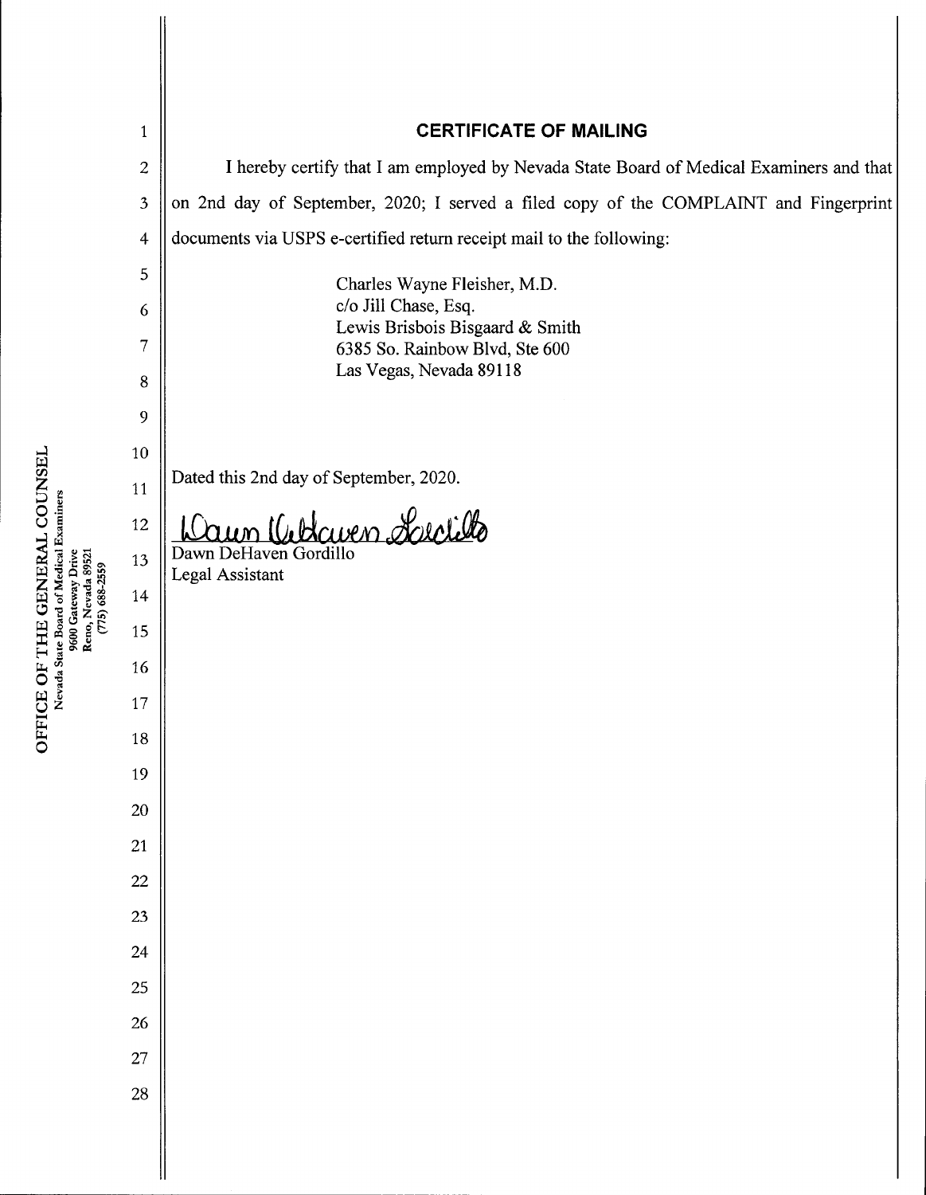## CERTIFICATE OF MAILING

I hereby certify that I am employed by Nevada State Board of Medical Examiners and that on 2nd day of September, 2020; I served a filed copy of the COMPLAINT and Fingerprint documents via USPS e-certified return receipt mail to the following:

Charles Wayne Fleisher, M.D.
c/o Jill Chase, Esq.
Lewis Brisbois Bisgaard & Smith
6385 So. Rainbow Blvd, Ste 600
Las Vegas, Nevada 89118

Dated this 2nd day of September, 2020.

Dawn DeHaven Gordillo
Legal Assistant

OFFICE OF THE GENERAL COUNSEL
Nevada State Board of Medical Examiners
9600 Gateway Drive
Reno, Nevada 89521
(775) 688-2559